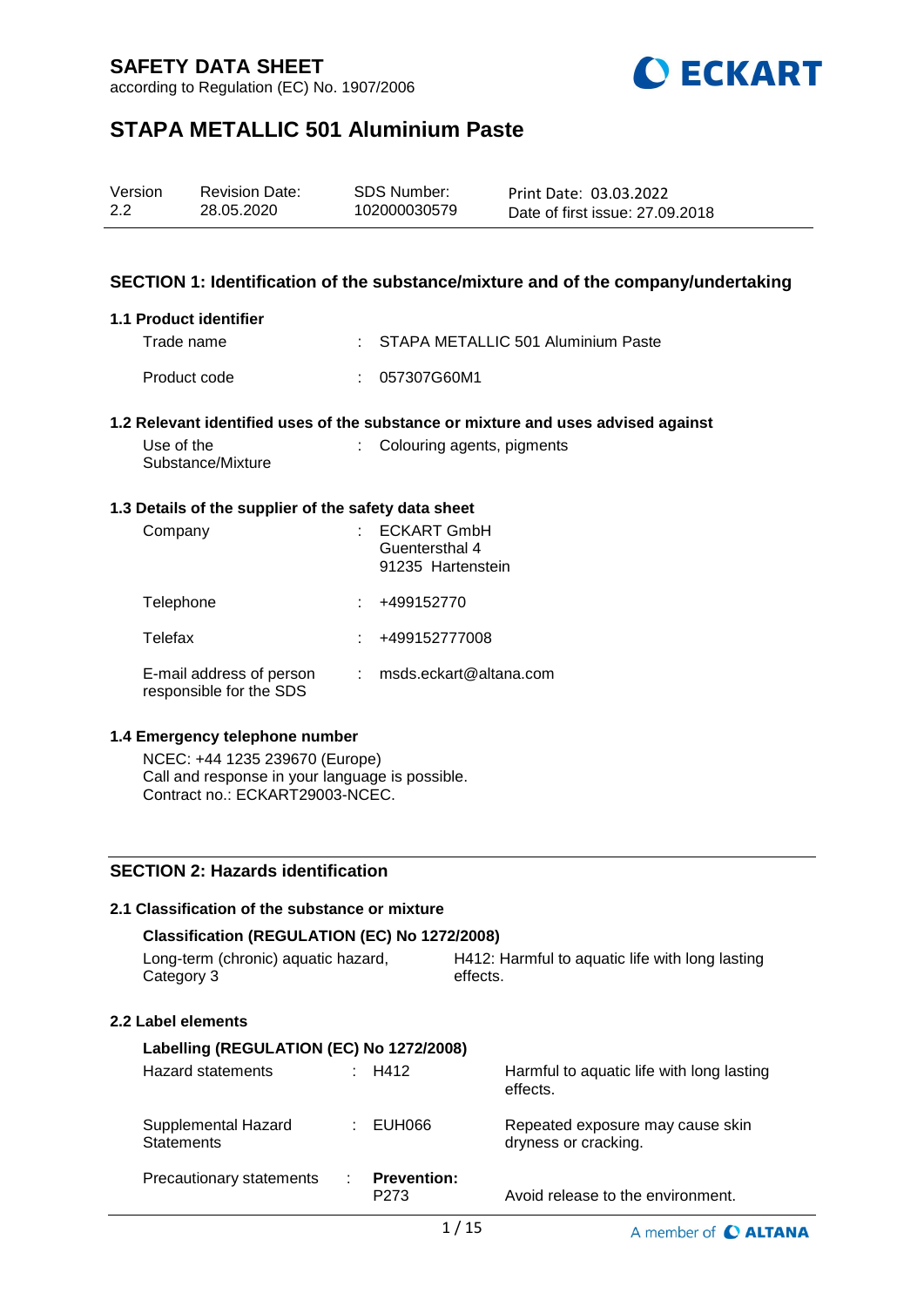# SAFETY DATA SHEET

according to Regulation (EC) No. 1907/2006

# STAPA METALLIC 501 Aluminium Paste

| Version | Revision Date: | SDS Number: | Print Date: 03.03.2022 |
|---|---|---|---|
| 2.2 | 28.05.2020 | 102000030579 | Date of first issue: 27.09.2018 |

## SECTION 1: Identification of the substance/mixture and of the company/undertaking

### 1.1 Product identifier

Trade name : STAPA METALLIC 501 Aluminium Paste

Product code : 057307G60M1

### 1.2 Relevant identified uses of the substance or mixture and uses advised against

Use of the Substance/Mixture : Colouring agents, pigments

### 1.3 Details of the supplier of the safety data sheet

Company : ECKART GmbH
Guentersthal 4
91235 Hartenstein

Telephone : +499152770

Telefax : +499152777008

E-mail address of person responsible for the SDS : msds.eckart@altana.com

### 1.4 Emergency telephone number

NCEC: +44 1235 239670 (Europe)
Call and response in your language is possible.
Contract no.: ECKART29003-NCEC.

## SECTION 2: Hazards identification

### 2.1 Classification of the substance or mixture

**Classification (REGULATION (EC) No 1272/2008)**

Long-term (chronic) aquatic hazard, Category 3 — H412: Harmful to aquatic life with long lasting effects.

### 2.2 Label elements

**Labelling (REGULATION (EC) No 1272/2008)**

| | | |
|---|---|---|
| Hazard statements | H412 | Harmful to aquatic life with long lasting effects. |
| Supplemental Hazard Statements | EUH066 | Repeated exposure may cause skin dryness or cracking. |
| Precautionary statements | **Prevention:** P273 | Avoid release to the environment. |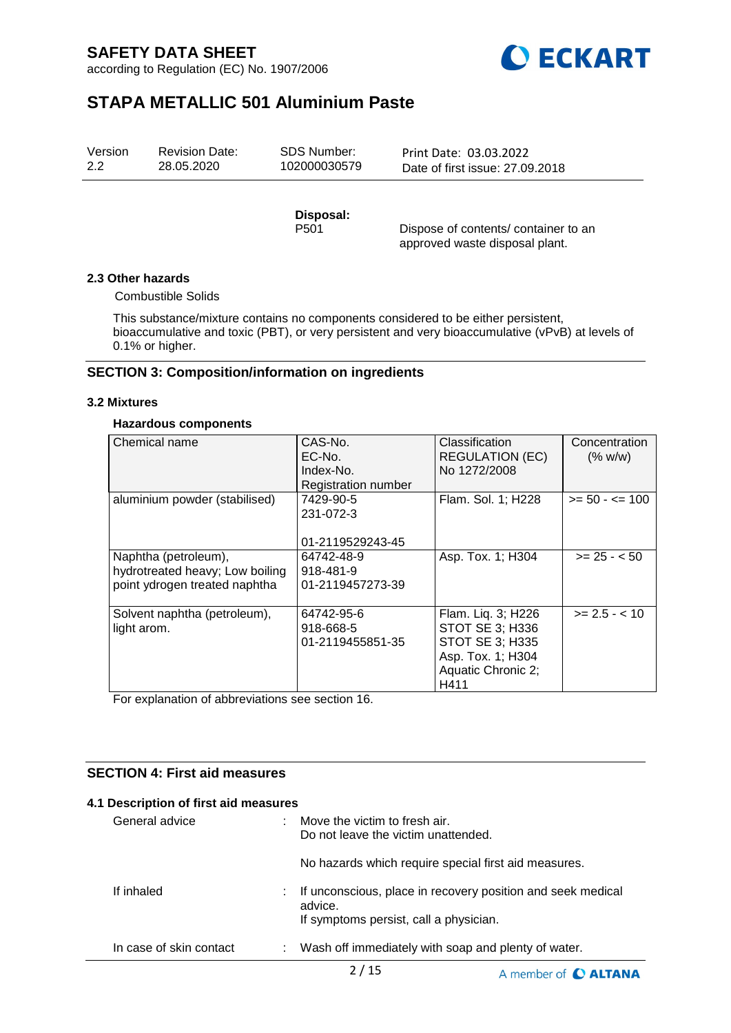**Disposal:**

P501 Dispose of contents/ container to an approved waste disposal plant.

### 2.3 Other hazards

Combustible Solids

This substance/mixture contains no components considered to be either persistent, bioaccumulative and toxic (PBT), or very persistent and very bioaccumulative (vPvB) at levels of 0.1% or higher.

## SECTION 3: Composition/information on ingredients

### 3.2 Mixtures

**Hazardous components**

| Chemical name | CAS-No.<br>EC-No.<br>Index-No.<br>Registration number | Classification<br>REGULATION (EC) No 1272/2008 | Concentration (% w/w) |
|---|---|---|---|
| aluminium powder (stabilised) | 7429-90-5<br>231-072-3<br><br>01-2119529243-45 | Flam. Sol. 1; H228 | >= 50 - <= 100 |
| Naphtha (petroleum), hydrotreated heavy; Low boiling point ydrogen treated naphtha | 64742-48-9<br>918-481-9<br>01-2119457273-39 | Asp. Tox. 1; H304 | >= 25 - < 50 |
| Solvent naphtha (petroleum), light arom. | 64742-95-6<br>918-668-5<br>01-2119455851-35 | Flam. Liq. 3; H226<br>STOT SE 3; H336<br>STOT SE 3; H335<br>Asp. Tox. 1; H304<br>Aquatic Chronic 2; H411 | >= 2.5 - < 10 |

For explanation of abbreviations see section 16.

## SECTION 4: First aid measures

### 4.1 Description of first aid measures

General advice : Move the victim to fresh air.
Do not leave the victim unattended.

No hazards which require special first aid measures.

If inhaled : If unconscious, place in recovery position and seek medical advice.
If symptoms persist, call a physician.

In case of skin contact : Wash off immediately with soap and plenty of water.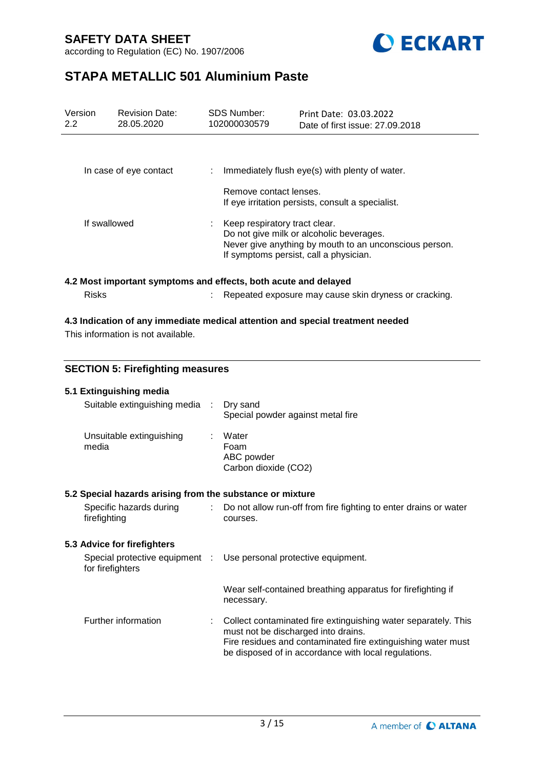| | | |
|---|---|---|
| In case of eye contact | : | Immediately flush eye(s) with plenty of water.<br><br>Remove contact lenses.<br>If eye irritation persists, consult a specialist. |
| If swallowed | : | Keep respiratory tract clear.<br>Do not give milk or alcoholic beverages.<br>Never give anything by mouth to an unconscious person.<br>If symptoms persist, call a physician. |

### 4.2 Most important symptoms and effects, both acute and delayed

| | | |
|---|---|---|
| Risks | : | Repeated exposure may cause skin dryness or cracking. |

### 4.3 Indication of any immediate medical attention and special treatment needed

This information is not available.

## SECTION 5: Firefighting measures

### 5.1 Extinguishing media

| | | |
|---|---|---|
| Suitable extinguishing media | : | Dry sand<br>Special powder against metal fire |
| Unsuitable extinguishing media | : | Water<br>Foam<br>ABC powder<br>Carbon dioxide ($CO_2$) |

### 5.2 Special hazards arising from the substance or mixture

| | | |
|---|---|---|
| Specific hazards during firefighting | : | Do not allow run-off from fire fighting to enter drains or water courses. |

### 5.3 Advice for firefighters

| | | |
|---|---|---|
| Special protective equipment for firefighters | : | Use personal protective equipment.<br><br>Wear self-contained breathing apparatus for firefighting if necessary. |
| Further information | : | Collect contaminated fire extinguishing water separately. This must not be discharged into drains.<br>Fire residues and contaminated fire extinguishing water must be disposed of in accordance with local regulations. |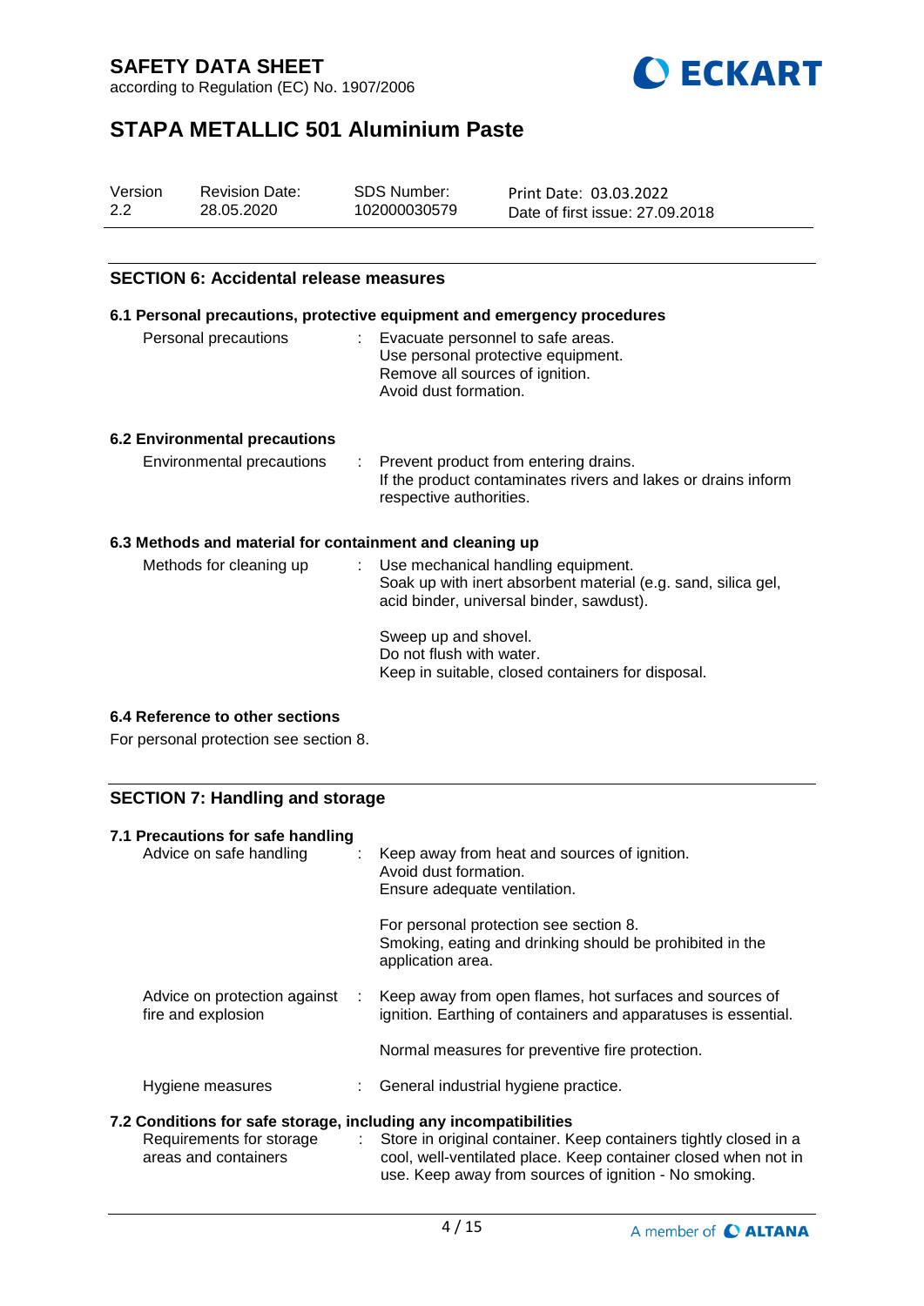## SECTION 6: Accidental release measures

### 6.1 Personal precautions, protective equipment and emergency procedures

| | | |
|---|---|---|
| Personal precautions | : | Evacuate personnel to safe areas.<br>Use personal protective equipment.<br>Remove all sources of ignition.<br>Avoid dust formation. |

### 6.2 Environmental precautions

| | | |
|---|---|---|
| Environmental precautions | : | Prevent product from entering drains.<br>If the product contaminates rivers and lakes or drains inform respective authorities. |

### 6.3 Methods and material for containment and cleaning up

| | | |
|---|---|---|
| Methods for cleaning up | : | Use mechanical handling equipment.<br>Soak up with inert absorbent material (e.g. sand, silica gel, acid binder, universal binder, sawdust).<br><br>Sweep up and shovel.<br>Do not flush with water.<br>Keep in suitable, closed containers for disposal. |

### 6.4 Reference to other sections

For personal protection see section 8.

## SECTION 7: Handling and storage

### 7.1 Precautions for safe handling

| | | |
|---|---|---|
| Advice on safe handling | : | Keep away from heat and sources of ignition.<br>Avoid dust formation.<br>Ensure adequate ventilation.<br><br>For personal protection see section 8.<br>Smoking, eating and drinking should be prohibited in the application area. |
| Advice on protection against fire and explosion | : | Keep away from open flames, hot surfaces and sources of ignition. Earthing of containers and apparatuses is essential.<br><br>Normal measures for preventive fire protection. |
| Hygiene measures | : | General industrial hygiene practice. |

### 7.2 Conditions for safe storage, including any incompatibilities

| | | |
|---|---|---|
| Requirements for storage areas and containers | : | Store in original container. Keep containers tightly closed in a cool, well-ventilated place. Keep container closed when not in use. Keep away from sources of ignition - No smoking. |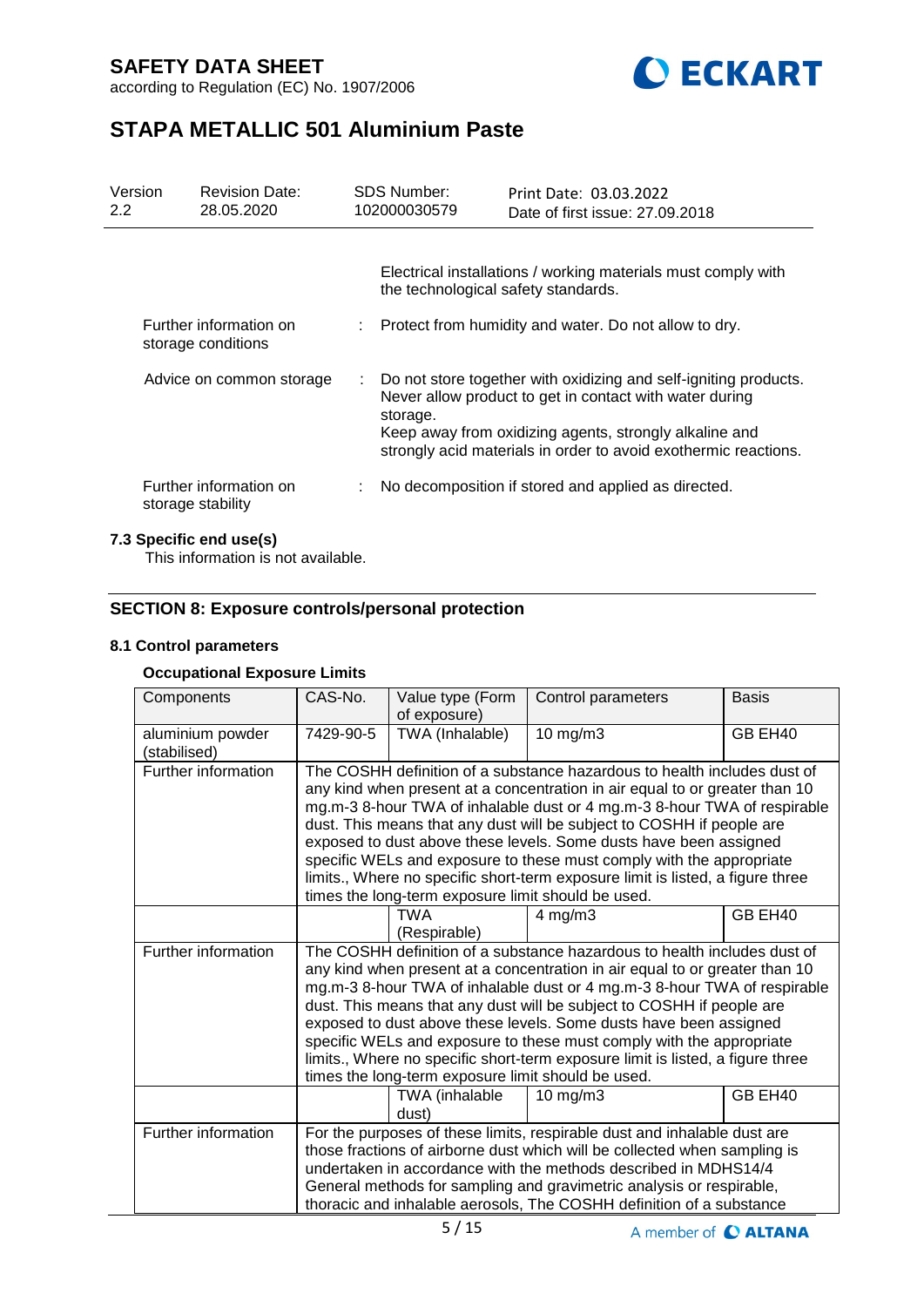| | | |
|---|---|---|
| | | Electrical installations / working materials must comply with the technological safety standards. |
| Further information on storage conditions | : | Protect from humidity and water. Do not allow to dry. |
| Advice on common storage | : | Do not store together with oxidizing and self-igniting products. Never allow product to get in contact with water during storage.<br>Keep away from oxidizing agents, strongly alkaline and strongly acid materials in order to avoid exothermic reactions. |
| Further information on storage stability | : | No decomposition if stored and applied as directed. |

### 7.3 Specific end use(s)

This information is not available.

## SECTION 8: Exposure controls/personal protection

### 8.1 Control parameters

**Occupational Exposure Limits**

| Components | CAS-No. | Value type (Form of exposure) | Control parameters | Basis |
|---|---|---|---|---|
| aluminium powder (stabilised) | 7429-90-5 | TWA (Inhalable) | 10 mg/m3 | GB EH40 |
| Further information | The COSHH definition of a substance hazardous to health includes dust of any kind when present at a concentration in air equal to or greater than 10 mg.m-3 8-hour TWA of inhalable dust or 4 mg.m-3 8-hour TWA of respirable dust. This means that any dust will be subject to COSHH if people are exposed to dust above these levels. Some dusts have been assigned specific WELs and exposure to these must comply with the appropriate limits., Where no specific short-term exposure limit is listed, a figure three times the long-term exposure limit should be used. | | | |
| | | TWA (Respirable) | 4 mg/m3 | GB EH40 |
| Further information | The COSHH definition of a substance hazardous to health includes dust of any kind when present at a concentration in air equal to or greater than 10 mg.m-3 8-hour TWA of inhalable dust or 4 mg.m-3 8-hour TWA of respirable dust. This means that any dust will be subject to COSHH if people are exposed to dust above these levels. Some dusts have been assigned specific WELs and exposure to these must comply with the appropriate limits., Where no specific short-term exposure limit is listed, a figure three times the long-term exposure limit should be used. | | | |
| | | TWA (inhalable dust) | 10 mg/m3 | GB EH40 |
| Further information | For the purposes of these limits, respirable dust and inhalable dust are those fractions of airborne dust which will be collected when sampling is undertaken in accordance with the methods described in MDHS14/4 General methods for sampling and gravimetric analysis or respirable, thoracic and inhalable aerosols, The COSHH definition of a substance | | | |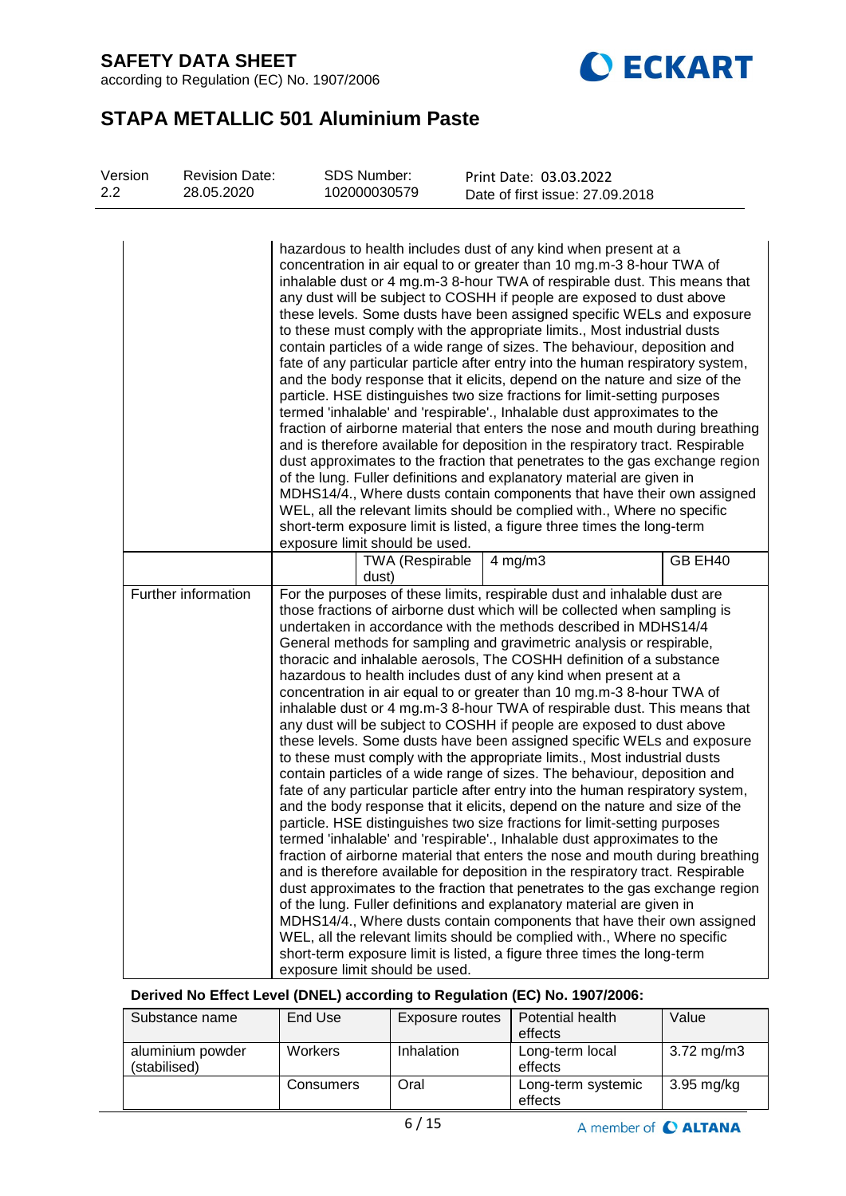| | | | | |
|---|---|---|---|---|
| | hazardous to health includes dust of any kind when present at a concentration in air equal to or greater than 10 mg.m-3 8-hour TWA of inhalable dust or 4 mg.m-3 8-hour TWA of respirable dust. This means that any dust will be subject to COSHH if people are exposed to dust above these levels. Some dusts have been assigned specific WELs and exposure to these must comply with the appropriate limits., Most industrial dusts contain particles of a wide range of sizes. The behaviour, deposition and fate of any particular particle after entry into the human respiratory system, and the body response that it elicits, depend on the nature and size of the particle. HSE distinguishes two size fractions for limit-setting purposes termed 'inhalable' and 'respirable'., Inhalable dust approximates to the fraction of airborne material that enters the nose and mouth during breathing and is therefore available for deposition in the respiratory tract. Respirable dust approximates to the fraction that penetrates to the gas exchange region of the lung. Fuller definitions and explanatory material are given in MDHS14/4., Where dusts contain components that have their own assigned WEL, all the relevant limits should be complied with., Where no specific short-term exposure limit is listed, a figure three times the long-term exposure limit should be used. | | | |
| | | TWA (Respirable dust) | 4 mg/m3 | GB EH40 |
| Further information | For the purposes of these limits, respirable dust and inhalable dust are those fractions of airborne dust which will be collected when sampling is undertaken in accordance with the methods described in MDHS14/4 General methods for sampling and gravimetric analysis or respirable, thoracic and inhalable aerosols, The COSHH definition of a substance hazardous to health includes dust of any kind when present at a concentration in air equal to or greater than 10 mg.m-3 8-hour TWA of inhalable dust or 4 mg.m-3 8-hour TWA of respirable dust. This means that any dust will be subject to COSHH if people are exposed to dust above these levels. Some dusts have been assigned specific WELs and exposure to these must comply with the appropriate limits., Most industrial dusts contain particles of a wide range of sizes. The behaviour, deposition and fate of any particular particle after entry into the human respiratory system, and the body response that it elicits, depend on the nature and size of the particle. HSE distinguishes two size fractions for limit-setting purposes termed 'inhalable' and 'respirable'., Inhalable dust approximates to the fraction of airborne material that enters the nose and mouth during breathing and is therefore available for deposition in the respiratory tract. Respirable dust approximates to the fraction that penetrates to the gas exchange region of the lung. Fuller definitions and explanatory material are given in MDHS14/4., Where dusts contain components that have their own assigned WEL, all the relevant limits should be complied with., Where no specific short-term exposure limit is listed, a figure three times the long-term exposure limit should be used. | | | |

**Derived No Effect Level (DNEL) according to Regulation (EC) No. 1907/2006:**

| Substance name | End Use | Exposure routes | Potential health effects | Value |
|---|---|---|---|---|
| aluminium powder (stabilised) | Workers | Inhalation | Long-term local effects | 3.72 mg/m3 |
| | Consumers | Oral | Long-term systemic effects | 3.95 mg/kg |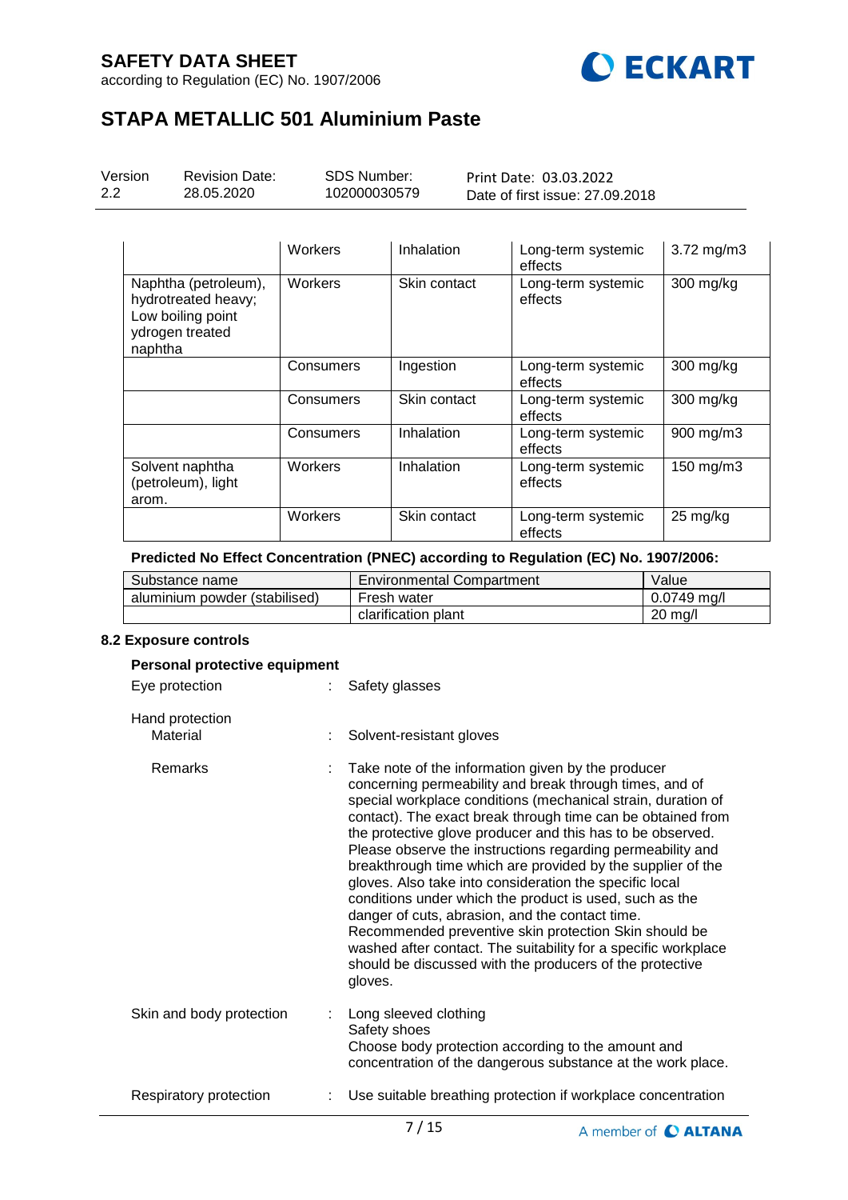| | | | | |
|---|---|---|---|---|
| | Workers | Inhalation | Long-term systemic effects | 3.72 mg/m3 |
| Naphtha (petroleum), hydrotreated heavy; Low boiling point ydrogen treated naphtha | Workers | Skin contact | Long-term systemic effects | 300 mg/kg |
| | Consumers | Ingestion | Long-term systemic effects | 300 mg/kg |
| | Consumers | Skin contact | Long-term systemic effects | 300 mg/kg |
| | Consumers | Inhalation | Long-term systemic effects | 900 mg/m3 |
| Solvent naphtha (petroleum), light arom. | Workers | Inhalation | Long-term systemic effects | 150 mg/m3 |
| | Workers | Skin contact | Long-term systemic effects | 25 mg/kg |

**Predicted No Effect Concentration (PNEC) according to Regulation (EC) No. 1907/2006:**

| Substance name | Environmental Compartment | Value |
|---|---|---|
| aluminium powder (stabilised) | Fresh water | 0.0749 mg/l |
| | clarification plant | 20 mg/l |

### 8.2 Exposure controls

**Personal protective equipment**

Eye protection : Safety glasses

Hand protection
Material : Solvent-resistant gloves

Remarks : Take note of the information given by the producer concerning permeability and break through times, and of special workplace conditions (mechanical strain, duration of contact). The exact break through time can be obtained from the protective glove producer and this has to be observed. Please observe the instructions regarding permeability and breakthrough time which are provided by the supplier of the gloves. Also take into consideration the specific local conditions under which the product is used, such as the danger of cuts, abrasion, and the contact time. Recommended preventive skin protection Skin should be washed after contact. The suitability for a specific workplace should be discussed with the producers of the protective gloves.

Skin and body protection : Long sleeved clothing
Safety shoes
Choose body protection according to the amount and concentration of the dangerous substance at the work place.

Respiratory protection : Use suitable breathing protection if workplace concentration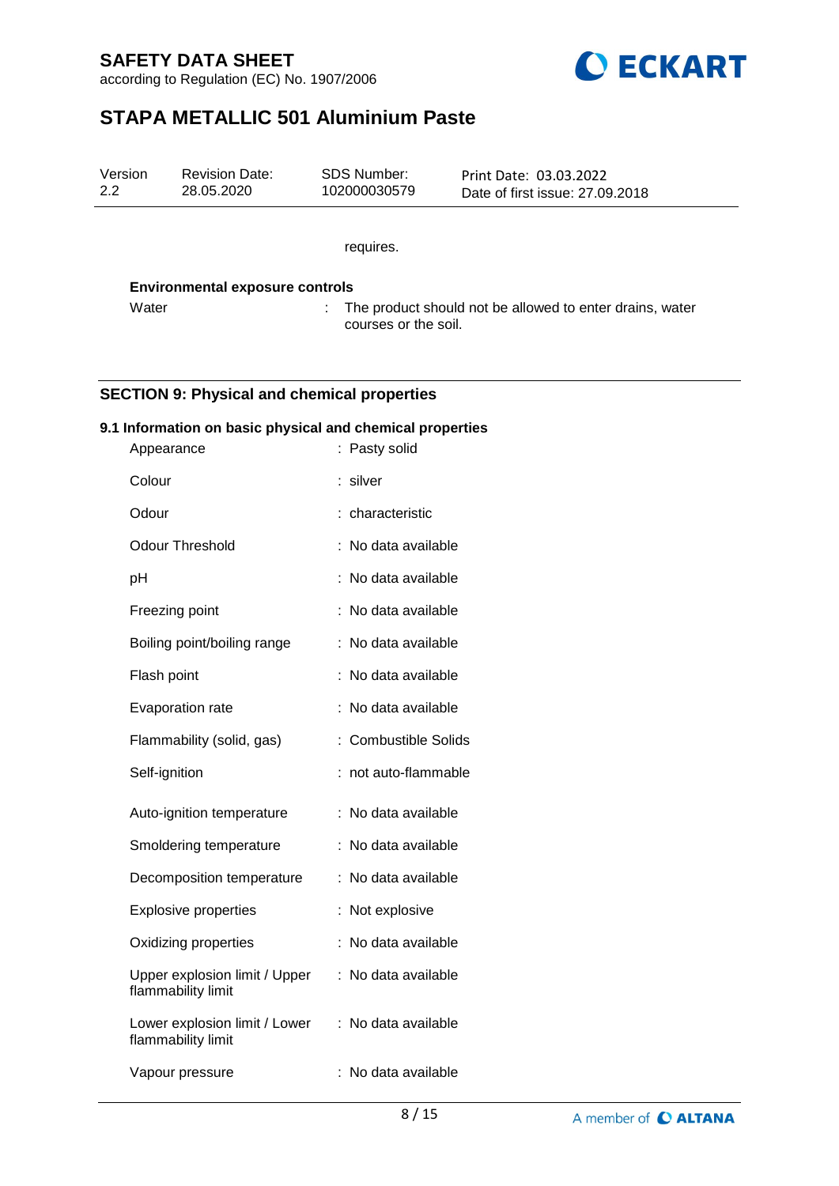requires.

**Environmental exposure controls**

| | |
|---|---|
| Water | : The product should not be allowed to enter drains, water courses or the soil. |

## SECTION 9: Physical and chemical properties

### 9.1 Information on basic physical and chemical properties

| | |
|---|---|
| Appearance | : Pasty solid |
| Colour | : silver |
| Odour | : characteristic |
| Odour Threshold | : No data available |
| pH | : No data available |
| Freezing point | : No data available |
| Boiling point/boiling range | : No data available |
| Flash point | : No data available |
| Evaporation rate | : No data available |
| Flammability (solid, gas) | : Combustible Solids |
| Self-ignition | : not auto-flammable |
| Auto-ignition temperature | : No data available |
| Smoldering temperature | : No data available |
| Decomposition temperature | : No data available |
| Explosive properties | : Not explosive |
| Oxidizing properties | : No data available |
| Upper explosion limit / Upper flammability limit | : No data available |
| Lower explosion limit / Lower flammability limit | : No data available |
| Vapour pressure | : No data available |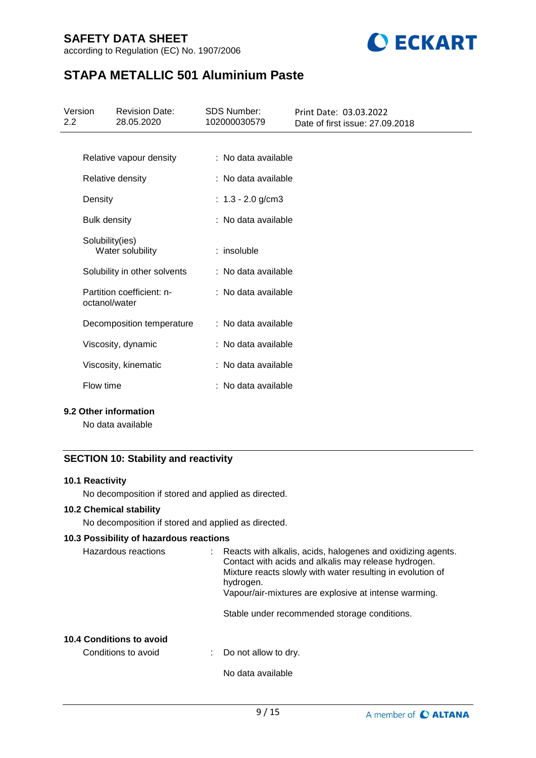| | | |
|---|---|---|
| Relative vapour density | : | No data available |
| Relative density | : | No data available |
| Density | : | 1.3 - 2.0 g/cm3 |
| Bulk density | : | No data available |
| Solubility(ies)<br>Water solubility | : | insoluble |
| Solubility in other solvents | : | No data available |
| Partition coefficient: n-octanol/water | : | No data available |
| Decomposition temperature | : | No data available |
| Viscosity, dynamic | : | No data available |
| Viscosity, kinematic | : | No data available |
| Flow time | : | No data available |

**9.2 Other information**

No data available

## SECTION 10: Stability and reactivity

**10.1 Reactivity**

No decomposition if stored and applied as directed.

**10.2 Chemical stability**

No decomposition if stored and applied as directed.

**10.3 Possibility of hazardous reactions**

Hazardous reactions : Reacts with alkalis, acids, halogenes and oxidizing agents.
Contact with acids and alkalis may release hydrogen.
Mixture reacts slowly with water resulting in evolution of hydrogen.
Vapour/air-mixtures are explosive at intense warming.

Stable under recommended storage conditions.

**10.4 Conditions to avoid**

Conditions to avoid : Do not allow to dry.

No data available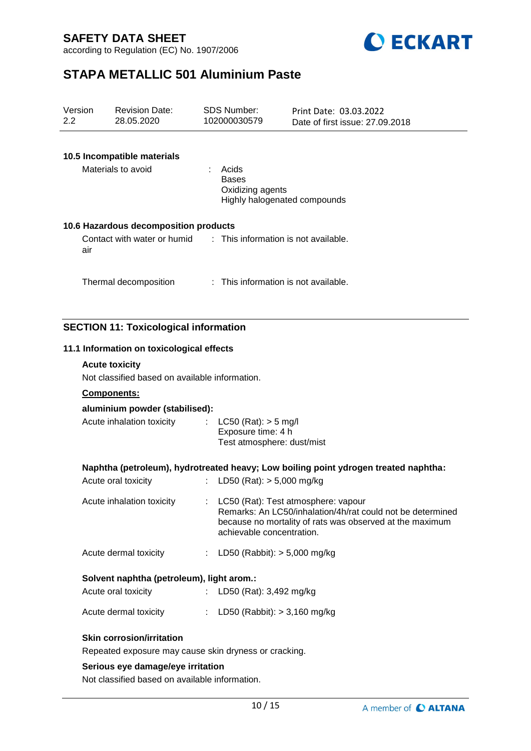#### 10.5 Incompatible materials

Materials to avoid : Acids
Bases
Oxidizing agents
Highly halogenated compounds

#### 10.6 Hazardous decomposition products

Contact with water or humid air : This information is not available.

Thermal decomposition : This information is not available.

## SECTION 11: Toxicological information

### 11.1 Information on toxicological effects

**Acute toxicity**

Not classified based on available information.

**Components:**

**aluminium powder (stabilised):**

Acute inhalation toxicity : LC50 (Rat): > 5 mg/l
Exposure time: 4 h
Test atmosphere: dust/mist

**Naphtha (petroleum), hydrotreated heavy; Low boiling point ydrogen treated naphtha:**

Acute oral toxicity : LD50 (Rat): > 5,000 mg/kg

Acute inhalation toxicity : LC50 (Rat): Test atmosphere: vapour
Remarks: An LC50/inhalation/4h/rat could not be determined because no mortality of rats was observed at the maximum achievable concentration.

Acute dermal toxicity : LD50 (Rabbit): > 5,000 mg/kg

**Solvent naphtha (petroleum), light arom.:**

Acute oral toxicity : LD50 (Rat): 3,492 mg/kg

Acute dermal toxicity : LD50 (Rabbit): > 3,160 mg/kg

**Skin corrosion/irritation**

Repeated exposure may cause skin dryness or cracking.

**Serious eye damage/eye irritation**

Not classified based on available information.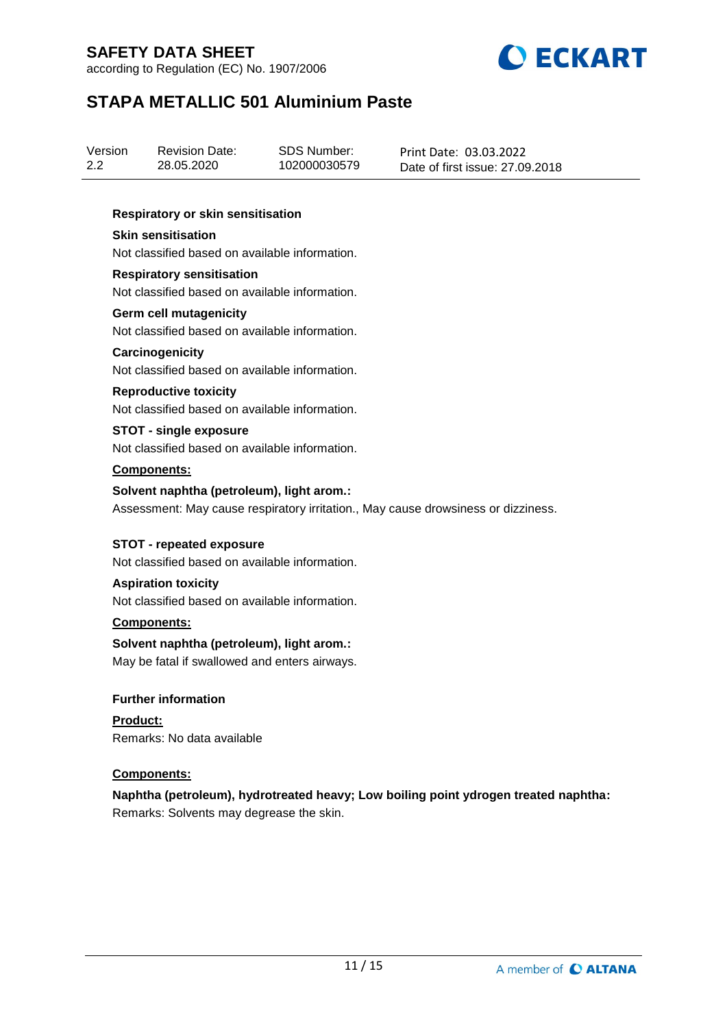**Respiratory or skin sensitisation**

**Skin sensitisation**

Not classified based on available information.

**Respiratory sensitisation**

Not classified based on available information.

**Germ cell mutagenicity**

Not classified based on available information.

**Carcinogenicity**

Not classified based on available information.

**Reproductive toxicity**

Not classified based on available information.

**STOT - single exposure**

Not classified based on available information.

**Components:**

**Solvent naphtha (petroleum), light arom.:**

Assessment: May cause respiratory irritation., May cause drowsiness or dizziness.

**STOT - repeated exposure**

Not classified based on available information.

**Aspiration toxicity**

Not classified based on available information.

**Components:**

**Solvent naphtha (petroleum), light arom.:**

May be fatal if swallowed and enters airways.

**Further information**

**Product:**

Remarks: No data available

**Components:**

**Naphtha (petroleum), hydrotreated heavy; Low boiling point ydrogen treated naphtha:**

Remarks: Solvents may degrease the skin.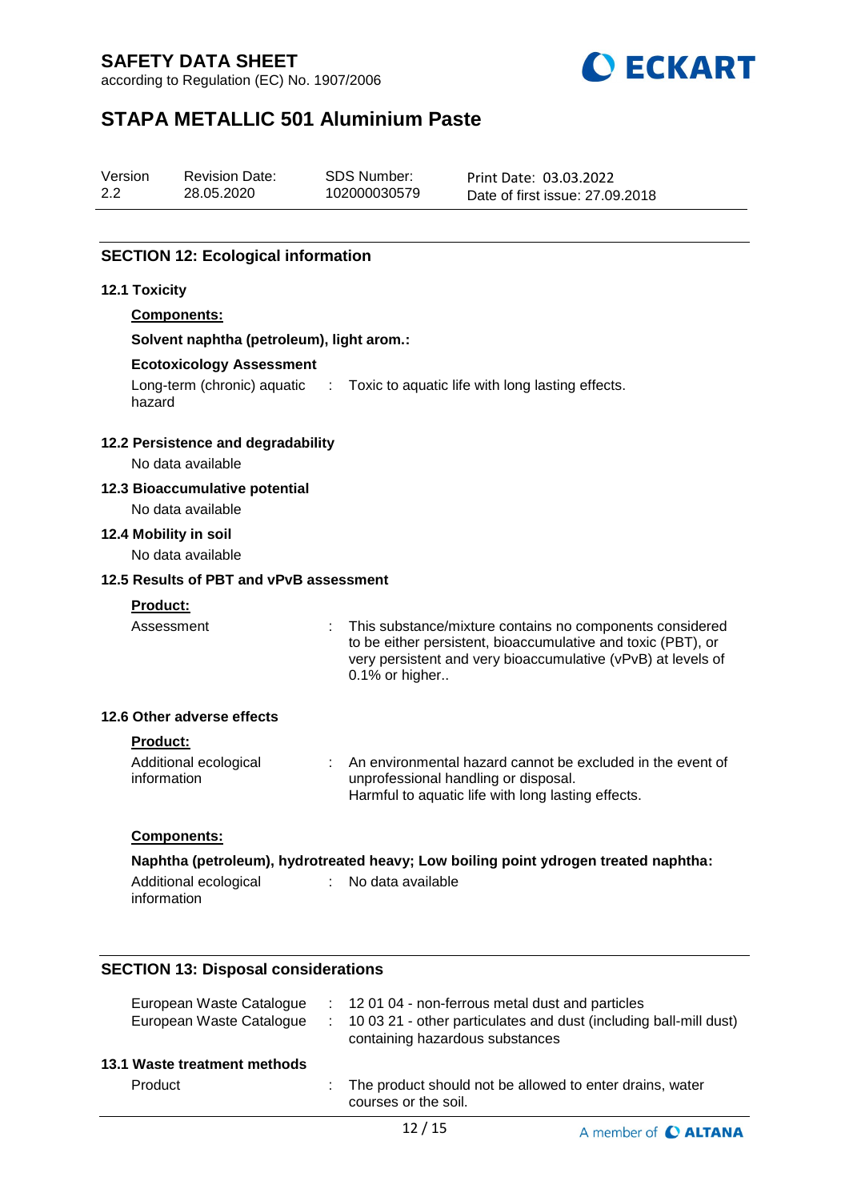## SECTION 12: Ecological information

### 12.1 Toxicity

**Components:**

**Solvent naphtha (petroleum), light arom.:**

**Ecotoxicology Assessment**

| | | |
|---|---|---|
| Long-term (chronic) aquatic hazard | : | Toxic to aquatic life with long lasting effects. |

### 12.2 Persistence and degradability

No data available

### 12.3 Bioaccumulative potential

No data available

### 12.4 Mobility in soil

No data available

### 12.5 Results of PBT and vPvB assessment

**Product:**

| | | |
|---|---|---|
| Assessment | : | This substance/mixture contains no components considered to be either persistent, bioaccumulative and toxic (PBT), or very persistent and very bioaccumulative (vPvB) at levels of 0.1% or higher.. |

### 12.6 Other adverse effects

**Product:**

| | | |
|---|---|---|
| Additional ecological information | : | An environmental hazard cannot be excluded in the event of unprofessional handling or disposal.<br>Harmful to aquatic life with long lasting effects. |

**Components:**

**Naphtha (petroleum), hydrotreated heavy; Low boiling point ydrogen treated naphtha:**

| | | |
|---|---|---|
| Additional ecological information | : | No data available |

## SECTION 13: Disposal considerations

| | | |
|---|---|---|
| European Waste Catalogue | : | 12 01 04 - non-ferrous metal dust and particles |
| European Waste Catalogue | : | 10 03 21 - other particulates and dust (including ball-mill dust) containing hazardous substances |

### 13.1 Waste treatment methods

| | | |
|---|---|---|
| Product | : | The product should not be allowed to enter drains, water courses or the soil. |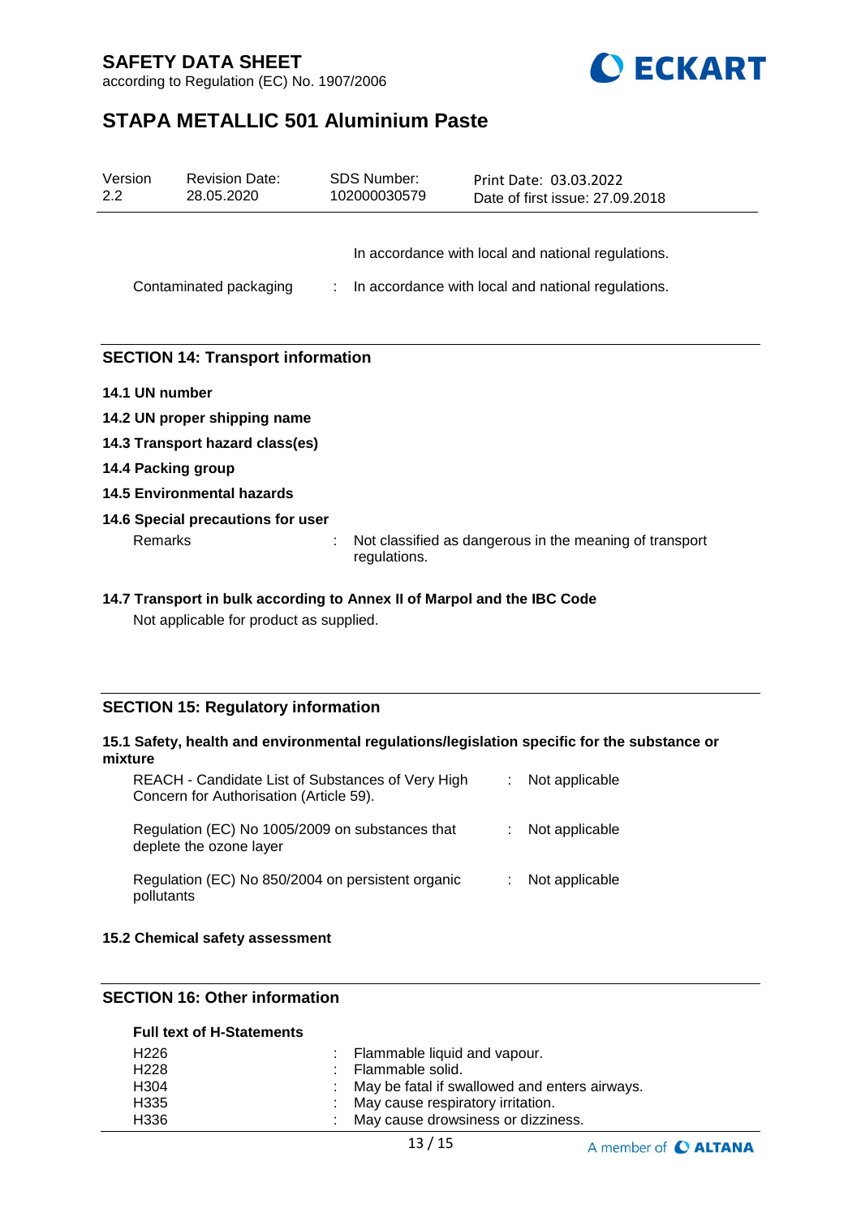In accordance with local and national regulations.

Contaminated packaging : In accordance with local and national regulations.

## SECTION 14: Transport information

**14.1 UN number**

**14.2 UN proper shipping name**

**14.3 Transport hazard class(es)**

**14.4 Packing group**

**14.5 Environmental hazards**

**14.6 Special precautions for user**

Remarks : Not classified as dangerous in the meaning of transport regulations.

**14.7 Transport in bulk according to Annex II of Marpol and the IBC Code**

Not applicable for product as supplied.

## SECTION 15: Regulatory information

**15.1 Safety, health and environmental regulations/legislation specific for the substance or mixture**

| | |
|---|---|
| REACH - Candidate List of Substances of Very High Concern for Authorisation (Article 59). | : Not applicable |
| Regulation (EC) No 1005/2009 on substances that deplete the ozone layer | : Not applicable |
| Regulation (EC) No 850/2004 on persistent organic pollutants | : Not applicable |

**15.2 Chemical safety assessment**

## SECTION 16: Other information

**Full text of H-Statements**

| | |
|---|---|
| H226 | : Flammable liquid and vapour. |
| H228 | : Flammable solid. |
| H304 | : May be fatal if swallowed and enters airways. |
| H335 | : May cause respiratory irritation. |
| H336 | : May cause drowsiness or dizziness. |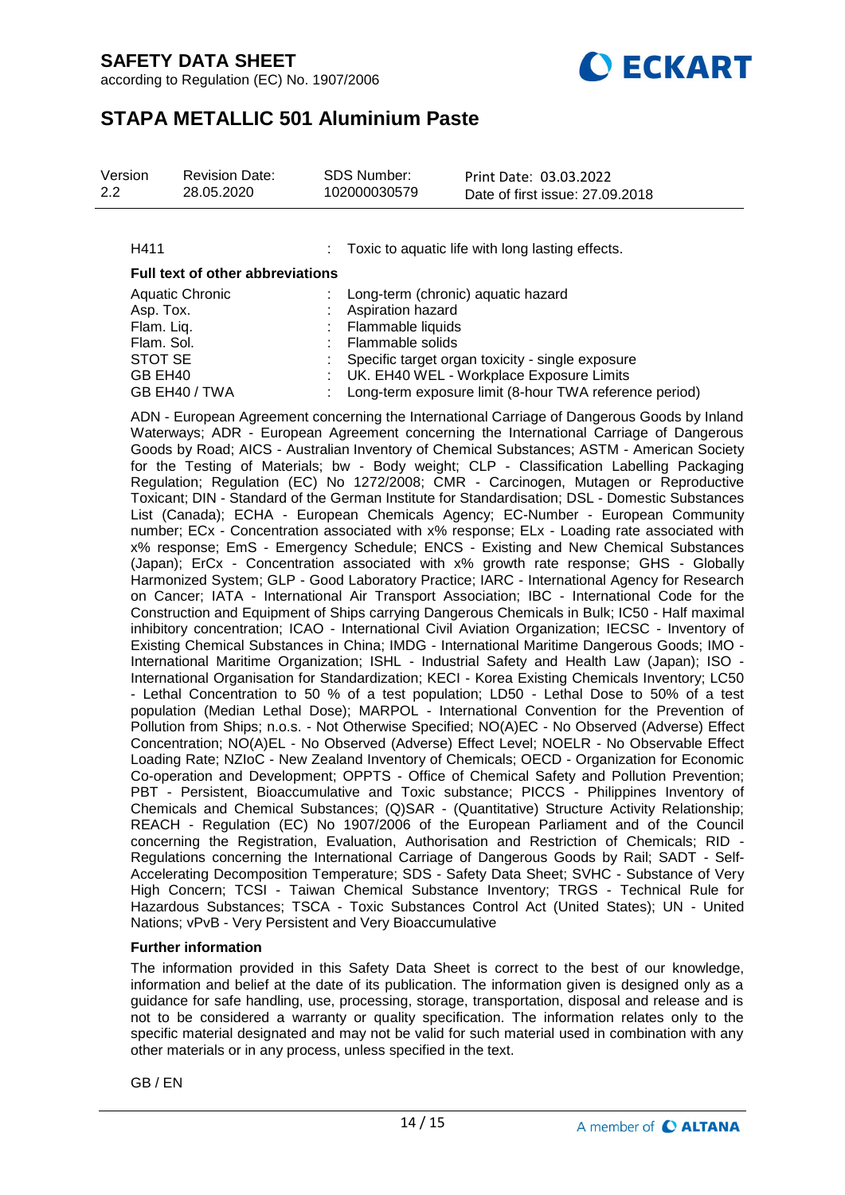| | | |
|---|---|---|
| H411 | : | Toxic to aquatic life with long lasting effects. |

**Full text of other abbreviations**

| | | |
|---|---|---|
| Aquatic Chronic | : | Long-term (chronic) aquatic hazard |
| Asp. Tox. | : | Aspiration hazard |
| Flam. Liq. | : | Flammable liquids |
| Flam. Sol. | : | Flammable solids |
| STOT SE | : | Specific target organ toxicity - single exposure |
| GB EH40 | : | UK. EH40 WEL - Workplace Exposure Limits |
| GB EH40 / TWA | : | Long-term exposure limit (8-hour TWA reference period) |

ADN - European Agreement concerning the International Carriage of Dangerous Goods by Inland Waterways; ADR - European Agreement concerning the International Carriage of Dangerous Goods by Road; AICS - Australian Inventory of Chemical Substances; ASTM - American Society for the Testing of Materials; bw - Body weight; CLP - Classification Labelling Packaging Regulation; Regulation (EC) No 1272/2008; CMR - Carcinogen, Mutagen or Reproductive Toxicant; DIN - Standard of the German Institute for Standardisation; DSL - Domestic Substances List (Canada); ECHA - European Chemicals Agency; EC-Number - European Community number; ECx - Concentration associated with x% response; ELx - Loading rate associated with x% response; EmS - Emergency Schedule; ENCS - Existing and New Chemical Substances (Japan); ErCx - Concentration associated with x% growth rate response; GHS - Globally Harmonized System; GLP - Good Laboratory Practice; IARC - International Agency for Research on Cancer; IATA - International Air Transport Association; IBC - International Code for the Construction and Equipment of Ships carrying Dangerous Chemicals in Bulk; IC50 - Half maximal inhibitory concentration; ICAO - International Civil Aviation Organization; IECSC - Inventory of Existing Chemical Substances in China; IMDG - International Maritime Dangerous Goods; IMO - International Maritime Organization; ISHL - Industrial Safety and Health Law (Japan); ISO - International Organisation for Standardization; KECI - Korea Existing Chemicals Inventory; LC50 - Lethal Concentration to 50 % of a test population; LD50 - Lethal Dose to 50% of a test population (Median Lethal Dose); MARPOL - International Convention for the Prevention of Pollution from Ships; n.o.s. - Not Otherwise Specified; NO(A)EC - No Observed (Adverse) Effect Concentration; NO(A)EL - No Observed (Adverse) Effect Level; NOELR - No Observable Effect Loading Rate; NZIoC - New Zealand Inventory of Chemicals; OECD - Organization for Economic Co-operation and Development; OPPTS - Office of Chemical Safety and Pollution Prevention; PBT - Persistent, Bioaccumulative and Toxic substance; PICCS - Philippines Inventory of Chemicals and Chemical Substances; (Q)SAR - (Quantitative) Structure Activity Relationship; REACH - Regulation (EC) No 1907/2006 of the European Parliament and of the Council concerning the Registration, Evaluation, Authorisation and Restriction of Chemicals; RID - Regulations concerning the International Carriage of Dangerous Goods by Rail; SADT - Self-Accelerating Decomposition Temperature; SDS - Safety Data Sheet; SVHC - Substance of Very High Concern; TCSI - Taiwan Chemical Substance Inventory; TRGS - Technical Rule for Hazardous Substances; TSCA - Toxic Substances Control Act (United States); UN - United Nations; vPvB - Very Persistent and Very Bioaccumulative

**Further information**

The information provided in this Safety Data Sheet is correct to the best of our knowledge, information and belief at the date of its publication. The information given is designed only as a guidance for safe handling, use, processing, storage, transportation, disposal and release and is not to be considered a warranty or quality specification. The information relates only to the specific material designated and may not be valid for such material used in combination with any other materials or in any process, unless specified in the text.

GB / EN